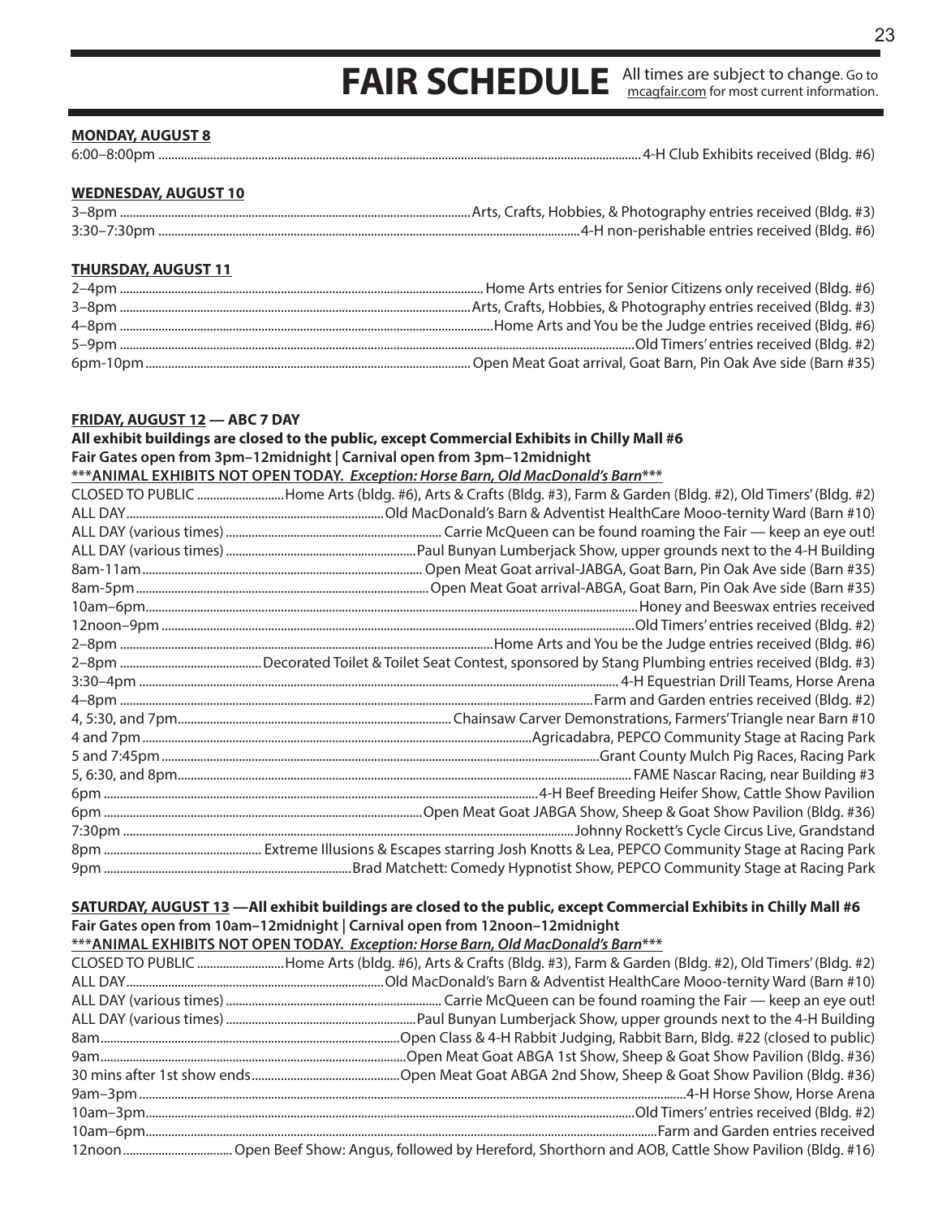# FAIR SCHEDULE

All times are subject to change. Go to mcagfair.com for most current information.

**MONDAY, AUGUST 8**

| Time | Event |
|---|---|
| 6:00–8:00pm | 4-H Club Exhibits received (Bldg. #6) |

**WEDNESDAY, AUGUST 10**

| Time | Event |
|---|---|
| 3–8pm | Arts, Crafts, Hobbies, & Photography entries received (Bldg. #3) |
| 3:30–7:30pm | 4-H non-perishable entries received (Bldg. #6) |

**THURSDAY, AUGUST 11**

| Time | Event |
|---|---|
| 2–4pm | Home Arts entries for Senior Citizens only received (Bldg. #6) |
| 3–8pm | Arts, Crafts, Hobbies, & Photography entries received (Bldg. #3) |
| 4–8pm | Home Arts and You be the Judge entries received (Bldg. #6) |
| 5–9pm | Old Timers' entries received (Bldg. #2) |
| 6pm-10pm | Open Meat Goat arrival, Goat Barn, Pin Oak Ave side (Barn #35) |

**FRIDAY, AUGUST 12 — ABC 7 DAY**

**All exhibit buildings are closed to the public, except Commercial Exhibits in Chilly Mall #6**

**Fair Gates open from 3pm–12midnight | Carnival open from 3pm–12midnight**

**\*\*\*ANIMAL EXHIBITS NOT OPEN TODAY. *Exception: Horse Barn, Old MacDonald's Barn*\*\*\***

| Time | Event |
|---|---|
| CLOSED TO PUBLIC | Home Arts (bldg. #6), Arts & Crafts (Bldg. #3), Farm & Garden (Bldg. #2), Old Timers' (Bldg. #2) |
| ALL DAY | Old MacDonald's Barn & Adventist HealthCare Mooo-ternity Ward (Barn #10) |
| ALL DAY (various times) | Carrie McQueen can be found roaming the Fair — keep an eye out! |
| ALL DAY (various times) | Paul Bunyan Lumberjack Show, upper grounds next to the 4-H Building |
| 8am-11am | Open Meat Goat arrival-JABGA, Goat Barn, Pin Oak Ave side (Barn #35) |
| 8am-5pm | Open Meat Goat arrival-ABGA, Goat Barn, Pin Oak Ave side (Barn #35) |
| 10am–6pm | Honey and Beeswax entries received |
| 12noon–9pm | Old Timers' entries received (Bldg. #2) |
| 2–8pm | Home Arts and You be the Judge entries received (Bldg. #6) |
| 2–8pm | Decorated Toilet & Toilet Seat Contest, sponsored by Stang Plumbing entries received (Bldg. #3) |
| 3:30–4pm | 4-H Equestrian Drill Teams, Horse Arena |
| 4–8pm | Farm and Garden entries received (Bldg. #2) |
| 4, 5:30, and 7pm | Chainsaw Carver Demonstrations, Farmers' Triangle near Barn #10 |
| 4 and 7pm | Agricadabra, PEPCO Community Stage at Racing Park |
| 5 and 7:45pm | Grant County Mulch Pig Races, Racing Park |
| 5, 6:30, and 8pm | FAME Nascar Racing, near Building #3 |
| 6pm | 4-H Beef Breeding Heifer Show, Cattle Show Pavilion |
| 6pm | Open Meat Goat JABGA Show, Sheep & Goat Show Pavilion (Bldg. #36) |
| 7:30pm | Johnny Rockett's Cycle Circus Live, Grandstand |
| 8pm | Extreme Illusions & Escapes starring Josh Knotts & Lea, PEPCO Community Stage at Racing Park |
| 9pm | Brad Matchett: Comedy Hypnotist Show, PEPCO Community Stage at Racing Park |

**SATURDAY, AUGUST 13 —All exhibit buildings are closed to the public, except Commercial Exhibits in Chilly Mall #6**

**Fair Gates open from 10am–12midnight | Carnival open from 12noon–12midnight**

**\*\*\*ANIMAL EXHIBITS NOT OPEN TODAY. *Exception: Horse Barn, Old MacDonald's Barn*\*\*\***

| Time | Event |
|---|---|
| CLOSED TO PUBLIC | Home Arts (bldg. #6), Arts & Crafts (Bldg. #3), Farm & Garden (Bldg. #2), Old Timers' (Bldg. #2) |
| ALL DAY | Old MacDonald's Barn & Adventist HealthCare Mooo-ternity Ward (Barn #10) |
| ALL DAY (various times) | Carrie McQueen can be found roaming the Fair — keep an eye out! |
| ALL DAY (various times) | Paul Bunyan Lumberjack Show, upper grounds next to the 4-H Building |
| 8am | Open Class & 4-H Rabbit Judging, Rabbit Barn, Bldg. #22 (closed to public) |
| 9am | Open Meat Goat ABGA 1st Show, Sheep & Goat Show Pavilion (Bldg. #36) |
| 30 mins after 1st show ends | Open Meat Goat ABGA 2nd Show, Sheep & Goat Show Pavilion (Bldg. #36) |
| 9am–3pm | 4-H Horse Show, Horse Arena |
| 10am–3pm | Old Timers' entries received (Bldg. #2) |
| 10am–6pm | Farm and Garden entries received |
| 12noon | Open Beef Show: Angus, followed by Hereford, Shorthorn and AOB, Cattle Show Pavilion (Bldg. #16) |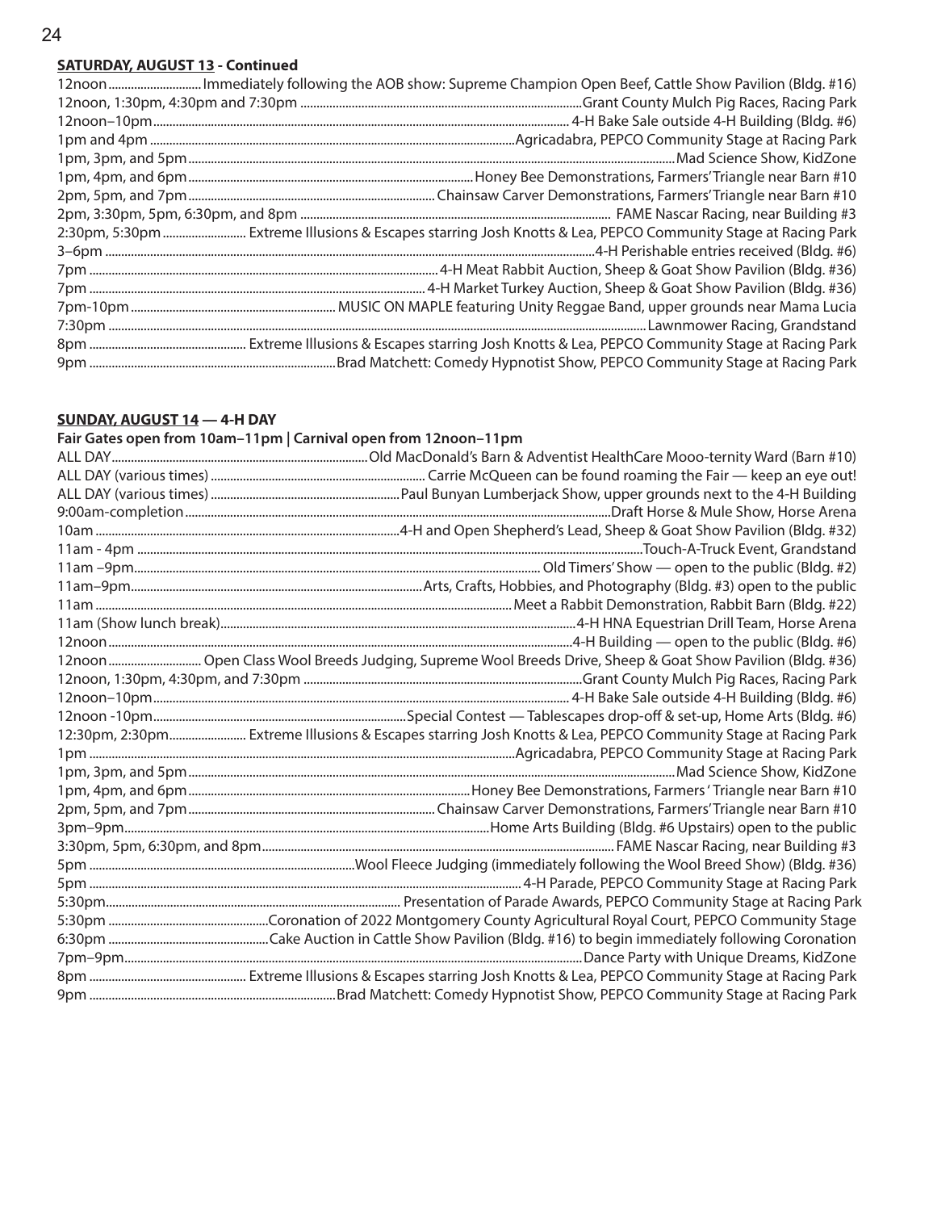**SATURDAY, AUGUST 13 - Continued**

| Time | Event |
|---|---|
| 12noon | Immediately following the AOB show: Supreme Champion Open Beef, Cattle Show Pavilion (Bldg. #16) |
| 12noon, 1:30pm, 4:30pm and 7:30pm | Grant County Mulch Pig Races, Racing Park |
| 12noon–10pm | 4-H Bake Sale outside 4-H Building (Bldg. #6) |
| 1pm and 4pm | Agricadabra, PEPCO Community Stage at Racing Park |
| 1pm, 3pm, and 5pm | Mad Science Show, KidZone |
| 1pm, 4pm, and 6pm | Honey Bee Demonstrations, Farmers' Triangle near Barn #10 |
| 2pm, 5pm, and 7pm | Chainsaw Carver Demonstrations, Farmers' Triangle near Barn #10 |
| 2pm, 3:30pm, 5pm, 6:30pm, and 8pm | FAME Nascar Racing, near Building #3 |
| 2:30pm, 5:30pm | Extreme Illusions & Escapes starring Josh Knotts & Lea, PEPCO Community Stage at Racing Park |
| 3–6pm | 4-H Perishable entries received (Bldg. #6) |
| 7pm | 4-H Meat Rabbit Auction, Sheep & Goat Show Pavilion (Bldg. #36) |
| 7pm | 4-H Market Turkey Auction, Sheep & Goat Show Pavilion (Bldg. #36) |
| 7pm-10pm | MUSIC ON MAPLE featuring Unity Reggae Band, upper grounds near Mama Lucia |
| 7:30pm | Lawnmower Racing, Grandstand |
| 8pm | Extreme Illusions & Escapes starring Josh Knotts & Lea, PEPCO Community Stage at Racing Park |
| 9pm | Brad Matchett: Comedy Hypnotist Show, PEPCO Community Stage at Racing Park |

**SUNDAY, AUGUST 14 — 4-H DAY**

**Fair Gates open from 10am–11pm | Carnival open from 12noon–11pm**

| Time | Event |
|---|---|
| ALL DAY | Old MacDonald's Barn & Adventist HealthCare Mooo-ternity Ward (Barn #10) |
| ALL DAY (various times) | Carrie McQueen can be found roaming the Fair — keep an eye out! |
| ALL DAY (various times) | Paul Bunyan Lumberjack Show, upper grounds next to the 4-H Building |
| 9:00am-completion | Draft Horse & Mule Show, Horse Arena |
| 10am | 4-H and Open Shepherd's Lead, Sheep & Goat Show Pavilion (Bldg. #32) |
| 11am - 4pm | Touch-A-Truck Event, Grandstand |
| 11am –9pm | Old Timers' Show — open to the public (Bldg. #2) |
| 11am–9pm | Arts, Crafts, Hobbies, and Photography (Bldg. #3) open to the public |
| 11am | Meet a Rabbit Demonstration, Rabbit Barn (Bldg. #22) |
| 11am (Show lunch break) | 4-H HNA Equestrian Drill Team, Horse Arena |
| 12noon | 4-H Building — open to the public (Bldg. #6) |
| 12noon | Open Class Wool Breeds Judging, Supreme Wool Breeds Drive, Sheep & Goat Show Pavilion (Bldg. #36) |
| 12noon, 1:30pm, 4:30pm, and 7:30pm | Grant County Mulch Pig Races, Racing Park |
| 12noon–10pm | 4-H Bake Sale outside 4-H Building (Bldg. #6) |
| 12noon -10pm | Special Contest — Tablescapes drop-off & set-up, Home Arts (Bldg. #6) |
| 12:30pm, 2:30pm | Extreme Illusions & Escapes starring Josh Knotts & Lea, PEPCO Community Stage at Racing Park |
| 1pm | Agricadabra, PEPCO Community Stage at Racing Park |
| 1pm, 3pm, and 5pm | Mad Science Show, KidZone |
| 1pm, 4pm, and 6pm | Honey Bee Demonstrations, Farmers ' Triangle near Barn #10 |
| 2pm, 5pm, and 7pm | Chainsaw Carver Demonstrations, Farmers' Triangle near Barn #10 |
| 3pm–9pm | Home Arts Building (Bldg. #6 Upstairs) open to the public |
| 3:30pm, 5pm, 6:30pm, and 8pm | FAME Nascar Racing, near Building #3 |
| 5pm | Wool Fleece Judging (immediately following the Wool Breed Show) (Bldg. #36) |
| 5pm | 4-H Parade, PEPCO Community Stage at Racing Park |
| 5:30pm | Presentation of Parade Awards, PEPCO Community Stage at Racing Park |
| 5:30pm | Coronation of 2022 Montgomery County Agricultural Royal Court, PEPCO Community Stage |
| 6:30pm | Cake Auction in Cattle Show Pavilion (Bldg. #16) to begin immediately following Coronation |
| 7pm–9pm | Dance Party with Unique Dreams, KidZone |
| 8pm | Extreme Illusions & Escapes starring Josh Knotts & Lea, PEPCO Community Stage at Racing Park |
| 9pm | Brad Matchett: Comedy Hypnotist Show, PEPCO Community Stage at Racing Park |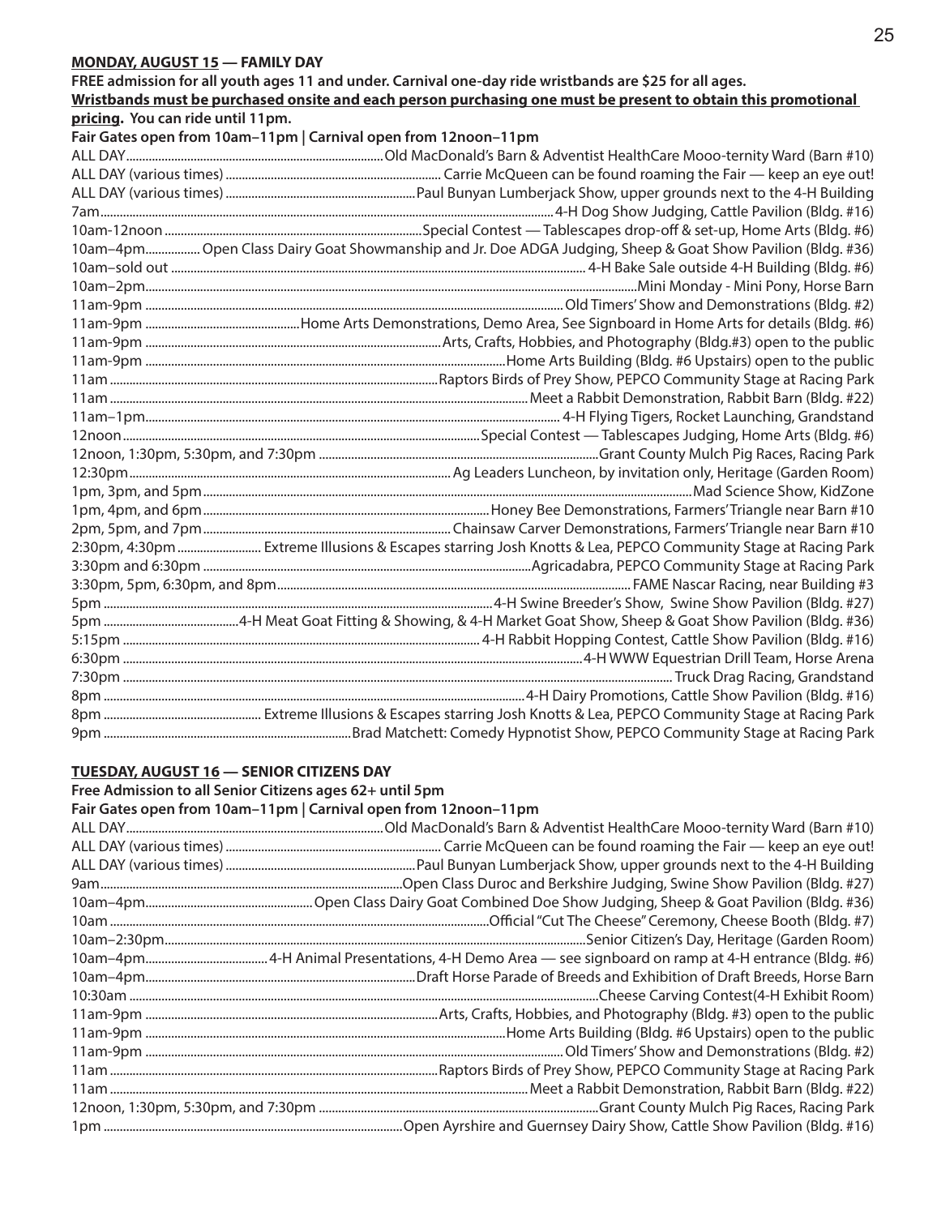**MONDAY, AUGUST 15 — FAMILY DAY**

**FREE admission for all youth ages 11 and under. Carnival one-day ride wristbands are $25 for all ages.**
**Wristbands must be purchased onsite and each person purchasing one must be present to obtain this promotional pricing. You can ride until 11pm.**

**Fair Gates open from 10am–11pm | Carnival open from 12noon–11pm**

| Time | Event |
|---|---|
| ALL DAY | Old MacDonald's Barn & Adventist HealthCare Mooo-ternity Ward (Barn #10) |
| ALL DAY (various times) | Carrie McQueen can be found roaming the Fair — keep an eye out! |
| ALL DAY (various times) | Paul Bunyan Lumberjack Show, upper grounds next to the 4-H Building |
| 7am | 4-H Dog Show Judging, Cattle Pavilion (Bldg. #16) |
| 10am-12noon | Special Contest — Tablescapes drop-off & set-up, Home Arts (Bldg. #6) |
| 10am–4pm | Open Class Dairy Goat Showmanship and Jr. Doe ADGA Judging, Sheep & Goat Show Pavilion (Bldg. #36) |
| 10am–sold out | 4-H Bake Sale outside 4-H Building (Bldg. #6) |
| 10am–2pm | Mini Monday - Mini Pony, Horse Barn |
| 11am-9pm | Old Timers' Show and Demonstrations (Bldg. #2) |
| 11am-9pm | Home Arts Demonstrations, Demo Area, See Signboard in Home Arts for details (Bldg. #6) |
| 11am-9pm | Arts, Crafts, Hobbies, and Photography (Bldg.#3) open to the public |
| 11am-9pm | Home Arts Building (Bldg. #6 Upstairs) open to the public |
| 11am | Raptors Birds of Prey Show, PEPCO Community Stage at Racing Park |
| 11am | Meet a Rabbit Demonstration, Rabbit Barn (Bldg. #22) |
| 11am–1pm | 4-H Flying Tigers, Rocket Launching, Grandstand |
| 12noon | Special Contest — Tablescapes Judging, Home Arts (Bldg. #6) |
| 12noon, 1:30pm, 5:30pm, and 7:30pm | Grant County Mulch Pig Races, Racing Park |
| 12:30pm | Ag Leaders Luncheon, by invitation only, Heritage (Garden Room) |
| 1pm, 3pm, and 5pm | Mad Science Show, KidZone |
| 1pm, 4pm, and 6pm | Honey Bee Demonstrations, Farmers' Triangle near Barn #10 |
| 2pm, 5pm, and 7pm | Chainsaw Carver Demonstrations, Farmers' Triangle near Barn #10 |
| 2:30pm, 4:30pm | Extreme Illusions & Escapes starring Josh Knotts & Lea, PEPCO Community Stage at Racing Park |
| 3:30pm and 6:30pm | Agricadabra, PEPCO Community Stage at Racing Park |
| 3:30pm, 5pm, 6:30pm, and 8pm | FAME Nascar Racing, near Building #3 |
| 5pm | 4-H Swine Breeder's Show, Swine Show Pavilion (Bldg. #27) |
| 5pm | 4-H Meat Goat Fitting & Showing, & 4-H Market Goat Show, Sheep & Goat Show Pavilion (Bldg. #36) |
| 5:15pm | 4-H Rabbit Hopping Contest, Cattle Show Pavilion (Bldg. #16) |
| 6:30pm | 4-H WWW Equestrian Drill Team, Horse Arena |
| 7:30pm | Truck Drag Racing, Grandstand |
| 8pm | 4-H Dairy Promotions, Cattle Show Pavilion (Bldg. #16) |
| 8pm | Extreme Illusions & Escapes starring Josh Knotts & Lea, PEPCO Community Stage at Racing Park |
| 9pm | Brad Matchett: Comedy Hypnotist Show, PEPCO Community Stage at Racing Park |

**TUESDAY, AUGUST 16 — SENIOR CITIZENS DAY**

**Free Admission to all Senior Citizens ages 62+ until 5pm**

**Fair Gates open from 10am–11pm | Carnival open from 12noon–11pm**

| Time | Event |
|---|---|
| ALL DAY | Old MacDonald's Barn & Adventist HealthCare Mooo-ternity Ward (Barn #10) |
| ALL DAY (various times) | Carrie McQueen can be found roaming the Fair — keep an eye out! |
| ALL DAY (various times) | Paul Bunyan Lumberjack Show, upper grounds next to the 4-H Building |
| 9am | Open Class Duroc and Berkshire Judging, Swine Show Pavilion (Bldg. #27) |
| 10am–4pm | Open Class Dairy Goat Combined Doe Show Judging, Sheep & Goat Pavilion (Bldg. #36) |
| 10am | Official "Cut The Cheese" Ceremony, Cheese Booth (Bldg. #7) |
| 10am–2:30pm | Senior Citizen's Day, Heritage (Garden Room) |
| 10am–4pm | 4-H Animal Presentations, 4-H Demo Area — see signboard on ramp at 4-H entrance (Bldg. #6) |
| 10am–4pm | Draft Horse Parade of Breeds and Exhibition of Draft Breeds, Horse Barn |
| 10:30am | Cheese Carving Contest(4-H Exhibit Room) |
| 11am-9pm | Arts, Crafts, Hobbies, and Photography (Bldg. #3) open to the public |
| 11am-9pm | Home Arts Building (Bldg. #6 Upstairs) open to the public |
| 11am-9pm | Old Timers' Show and Demonstrations (Bldg. #2) |
| 11am | Raptors Birds of Prey Show, PEPCO Community Stage at Racing Park |
| 11am | Meet a Rabbit Demonstration, Rabbit Barn (Bldg. #22) |
| 12noon, 1:30pm, 5:30pm, and 7:30pm | Grant County Mulch Pig Races, Racing Park |
| 1pm | Open Ayrshire and Guernsey Dairy Show, Cattle Show Pavilion (Bldg. #16) |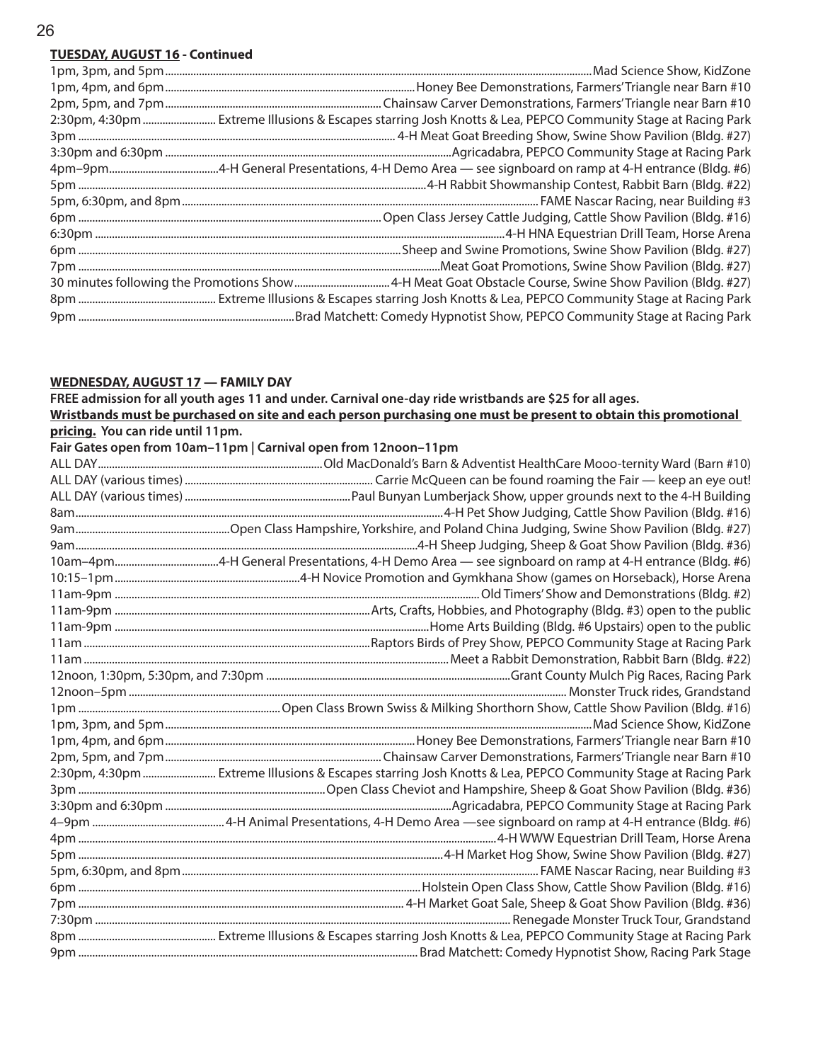**TUESDAY, AUGUST 16 - Continued**

| Time | Event |
|---|---|
| 1pm, 3pm, and 5pm | Mad Science Show, KidZone |
| 1pm, 4pm, and 6pm | Honey Bee Demonstrations, Farmers' Triangle near Barn #10 |
| 2pm, 5pm, and 7pm | Chainsaw Carver Demonstrations, Farmers' Triangle near Barn #10 |
| 2:30pm, 4:30pm | Extreme Illusions & Escapes starring Josh Knotts & Lea, PEPCO Community Stage at Racing Park |
| 3pm | 4-H Meat Goat Breeding Show, Swine Show Pavilion (Bldg. #27) |
| 3:30pm and 6:30pm | Agricadabra, PEPCO Community Stage at Racing Park |
| 4pm–9pm | 4-H General Presentations, 4-H Demo Area — see signboard on ramp at 4-H entrance (Bldg. #6) |
| 5pm | 4-H Rabbit Showmanship Contest, Rabbit Barn (Bldg. #22) |
| 5pm, 6:30pm, and 8pm | FAME Nascar Racing, near Building #3 |
| 6pm | Open Class Jersey Cattle Judging, Cattle Show Pavilion (Bldg. #16) |
| 6:30pm | 4-H HNA Equestrian Drill Team, Horse Arena |
| 6pm | Sheep and Swine Promotions, Swine Show Pavilion (Bldg. #27) |
| 7pm | Meat Goat Promotions, Swine Show Pavilion (Bldg. #27) |
| 30 minutes following the Promotions Show | 4-H Meat Goat Obstacle Course, Swine Show Pavilion (Bldg. #27) |
| 8pm | Extreme Illusions & Escapes starring Josh Knotts & Lea, PEPCO Community Stage at Racing Park |
| 9pm | Brad Matchett: Comedy Hypnotist Show, PEPCO Community Stage at Racing Park |

**WEDNESDAY, AUGUST 17 — FAMILY DAY**

**FREE admission for all youth ages 11 and under. Carnival one-day ride wristbands are $25 for all ages.**
**Wristbands must be purchased on site and each person purchasing one must be present to obtain this promotional pricing.** **You can ride until 11pm.**
**Fair Gates open from 10am–11pm | Carnival open from 12noon–11pm**

| Time | Event |
|---|---|
| ALL DAY | Old MacDonald's Barn & Adventist HealthCare Mooo-ternity Ward (Barn #10) |
| ALL DAY (various times) | Carrie McQueen can be found roaming the Fair — keep an eye out! |
| ALL DAY (various times) | Paul Bunyan Lumberjack Show, upper grounds next to the 4-H Building |
| 8am | 4-H Pet Show Judging, Cattle Show Pavilion (Bldg. #16) |
| 9am | Open Class Hampshire, Yorkshire, and Poland China Judging, Swine Show Pavilion (Bldg. #27) |
| 9am | 4-H Sheep Judging, Sheep & Goat Show Pavilion (Bldg. #36) |
| 10am–4pm | 4-H General Presentations, 4-H Demo Area — see signboard on ramp at 4-H entrance (Bldg. #6) |
| 10:15–1pm | 4-H Novice Promotion and Gymkhana Show (games on Horseback), Horse Arena |
| 11am-9pm | Old Timers' Show and Demonstrations (Bldg. #2) |
| 11am-9pm | Arts, Crafts, Hobbies, and Photography (Bldg. #3) open to the public |
| 11am-9pm | Home Arts Building (Bldg. #6 Upstairs) open to the public |
| 11am | Raptors Birds of Prey Show, PEPCO Community Stage at Racing Park |
| 11am | Meet a Rabbit Demonstration, Rabbit Barn (Bldg. #22) |
| 12noon, 1:30pm, 5:30pm, and 7:30pm | Grant County Mulch Pig Races, Racing Park |
| 12noon–5pm | Monster Truck rides, Grandstand |
| 1pm | Open Class Brown Swiss & Milking Shorthorn Show, Cattle Show Pavilion (Bldg. #16) |
| 1pm, 3pm, and 5pm | Mad Science Show, KidZone |
| 1pm, 4pm, and 6pm | Honey Bee Demonstrations, Farmers' Triangle near Barn #10 |
| 2pm, 5pm, and 7pm | Chainsaw Carver Demonstrations, Farmers' Triangle near Barn #10 |
| 2:30pm, 4:30pm | Extreme Illusions & Escapes starring Josh Knotts & Lea, PEPCO Community Stage at Racing Park |
| 3pm | Open Class Cheviot and Hampshire, Sheep & Goat Show Pavilion (Bldg. #36) |
| 3:30pm and 6:30pm | Agricadabra, PEPCO Community Stage at Racing Park |
| 4–9pm | 4-H Animal Presentations, 4-H Demo Area —see signboard on ramp at 4-H entrance (Bldg. #6) |
| 4pm | 4-H WWW Equestrian Drill Team, Horse Arena |
| 5pm | 4-H Market Hog Show, Swine Show Pavilion (Bldg. #27) |
| 5pm, 6:30pm, and 8pm | FAME Nascar Racing, near Building #3 |
| 6pm | Holstein Open Class Show, Cattle Show Pavilion (Bldg. #16) |
| 7pm | 4-H Market Goat Sale, Sheep & Goat Show Pavilion (Bldg. #36) |
| 7:30pm | Renegade Monster Truck Tour, Grandstand |
| 8pm | Extreme Illusions & Escapes starring Josh Knotts & Lea, PEPCO Community Stage at Racing Park |
| 9pm | Brad Matchett: Comedy Hypnotist Show, Racing Park Stage |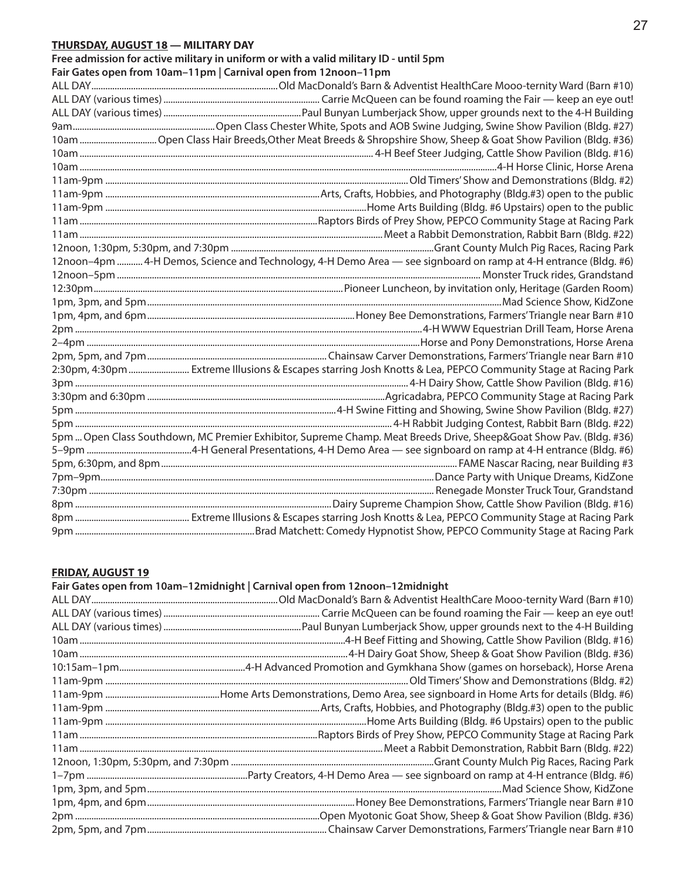**THURSDAY, AUGUST 18 — MILITARY DAY**

**Free admission for active military in uniform or with a valid military ID - until 5pm**
**Fair Gates open from 10am–11pm | Carnival open from 12noon–11pm**

| Time | Event |
|---|---|
| ALL DAY | Old MacDonald's Barn & Adventist HealthCare Mooo-ternity Ward (Barn #10) |
| ALL DAY (various times) | Carrie McQueen can be found roaming the Fair — keep an eye out! |
| ALL DAY (various times) | Paul Bunyan Lumberjack Show, upper grounds next to the 4-H Building |
| 9am | Open Class Chester White, Spots and AOB Swine Judging, Swine Show Pavilion (Bldg. #27) |
| 10am | Open Class Hair Breeds,Other Meat Breeds & Shropshire Show, Sheep & Goat Show Pavilion (Bldg. #36) |
| 10am | 4-H Beef Steer Judging, Cattle Show Pavilion (Bldg. #16) |
| 10am | 4-H Horse Clinic, Horse Arena |
| 11am-9pm | Old Timers' Show and Demonstrations (Bldg. #2) |
| 11am-9pm | Arts, Crafts, Hobbies, and Photography (Bldg.#3) open to the public |
| 11am-9pm | Home Arts Building (Bldg. #6 Upstairs) open to the public |
| 11am | Raptors Birds of Prey Show, PEPCO Community Stage at Racing Park |
| 11am | Meet a Rabbit Demonstration, Rabbit Barn (Bldg. #22) |
| 12noon, 1:30pm, 5:30pm, and 7:30pm | Grant County Mulch Pig Races, Racing Park |
| 12noon–4pm | 4-H Demos, Science and Technology, 4-H Demo Area — see signboard on ramp at 4-H entrance (Bldg. #6) |
| 12noon–5pm | Monster Truck rides, Grandstand |
| 12:30pm | Pioneer Luncheon, by invitation only, Heritage (Garden Room) |
| 1pm, 3pm, and 5pm | Mad Science Show, KidZone |
| 1pm, 4pm, and 6pm | Honey Bee Demonstrations, Farmers' Triangle near Barn #10 |
| 2pm | 4-H WWW Equestrian Drill Team, Horse Arena |
| 2–4pm | Horse and Pony Demonstrations, Horse Arena |
| 2pm, 5pm, and 7pm | Chainsaw Carver Demonstrations, Farmers' Triangle near Barn #10 |
| 2:30pm, 4:30pm | Extreme Illusions & Escapes starring Josh Knotts & Lea, PEPCO Community Stage at Racing Park |
| 3pm | 4-H Dairy Show, Cattle Show Pavilion (Bldg. #16) |
| 3:30pm and 6:30pm | Agricadabra, PEPCO Community Stage at Racing Park |
| 5pm | 4-H Swine Fitting and Showing, Swine Show Pavilion (Bldg. #27) |
| 5pm | 4-H Rabbit Judging Contest, Rabbit Barn (Bldg. #22) |
| 5pm | Open Class Southdown, MC Premier Exhibitor, Supreme Champ. Meat Breeds Drive, Sheep&Goat Show Pav. (Bldg. #36) |
| 5–9pm | 4-H General Presentations, 4-H Demo Area — see signboard on ramp at 4-H entrance (Bldg. #6) |
| 5pm, 6:30pm, and 8pm | FAME Nascar Racing, near Building #3 |
| 7pm–9pm | Dance Party with Unique Dreams, KidZone |
| 7:30pm | Renegade Monster Truck Tour, Grandstand |
| 8pm | Dairy Supreme Champion Show, Cattle Show Pavilion (Bldg. #16) |
| 8pm | Extreme Illusions & Escapes starring Josh Knotts & Lea, PEPCO Community Stage at Racing Park |
| 9pm | Brad Matchett: Comedy Hypnotist Show, PEPCO Community Stage at Racing Park |

**FRIDAY, AUGUST 19**

**Fair Gates open from 10am–12midnight | Carnival open from 12noon–12midnight**

| Time | Event |
|---|---|
| ALL DAY | Old MacDonald's Barn & Adventist HealthCare Mooo-ternity Ward (Barn #10) |
| ALL DAY (various times) | Carrie McQueen can be found roaming the Fair — keep an eye out! |
| ALL DAY (various times) | Paul Bunyan Lumberjack Show, upper grounds next to the 4-H Building |
| 10am | 4-H Beef Fitting and Showing, Cattle Show Pavilion (Bldg. #16) |
| 10am | 4-H Dairy Goat Show, Sheep & Goat Show Pavilion (Bldg. #36) |
| 10:15am–1pm | 4-H Advanced Promotion and Gymkhana Show (games on horseback), Horse Arena |
| 11am-9pm | Old Timers' Show and Demonstrations (Bldg. #2) |
| 11am-9pm | Home Arts Demonstrations, Demo Area, see signboard in Home Arts for details (Bldg. #6) |
| 11am-9pm | Arts, Crafts, Hobbies, and Photography (Bldg.#3) open to the public |
| 11am-9pm | Home Arts Building (Bldg. #6 Upstairs) open to the public |
| 11am | Raptors Birds of Prey Show, PEPCO Community Stage at Racing Park |
| 11am | Meet a Rabbit Demonstration, Rabbit Barn (Bldg. #22) |
| 12noon, 1:30pm, 5:30pm, and 7:30pm | Grant County Mulch Pig Races, Racing Park |
| 1–7pm | Party Creators, 4-H Demo Area — see signboard on ramp at 4-H entrance (Bldg. #6) |
| 1pm, 3pm, and 5pm | Mad Science Show, KidZone |
| 1pm, 4pm, and 6pm | Honey Bee Demonstrations, Farmers' Triangle near Barn #10 |
| 2pm | Open Myotonic Goat Show, Sheep & Goat Show Pavilion (Bldg. #36) |
| 2pm, 5pm, and 7pm | Chainsaw Carver Demonstrations, Farmers' Triangle near Barn #10 |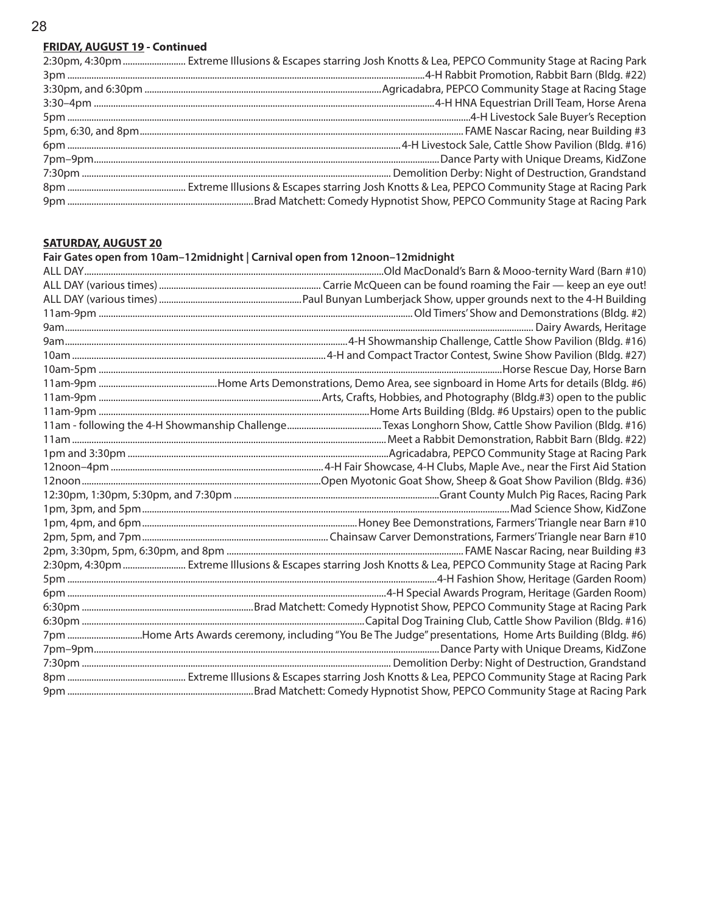**FRIDAY, AUGUST 19 - Continued**

| | |
|---|---|
| 2:30pm, 4:30pm | Extreme Illusions & Escapes starring Josh Knotts & Lea, PEPCO Community Stage at Racing Park |
| 3pm | 4-H Rabbit Promotion, Rabbit Barn (Bldg. #22) |
| 3:30pm, and 6:30pm | Agricadabra, PEPCO Community Stage at Racing Stage |
| 3:30–4pm | 4-H HNA Equestrian Drill Team, Horse Arena |
| 5pm | 4-H Livestock Sale Buyer's Reception |
| 5pm, 6:30, and 8pm | FAME Nascar Racing, near Building #3 |
| 6pm | 4-H Livestock Sale, Cattle Show Pavilion (Bldg. #16) |
| 7pm–9pm | Dance Party with Unique Dreams, KidZone |
| 7:30pm | Demolition Derby: Night of Destruction, Grandstand |
| 8pm | Extreme Illusions & Escapes starring Josh Knotts & Lea, PEPCO Community Stage at Racing Park |
| 9pm | Brad Matchett: Comedy Hypnotist Show, PEPCO Community Stage at Racing Park |

**SATURDAY, AUGUST 20**

**Fair Gates open from 10am–12midnight | Carnival open from 12noon–12midnight**

| | |
|---|---|
| ALL DAY | Old MacDonald's Barn & Mooo-ternity Ward (Barn #10) |
| ALL DAY (various times) | Carrie McQueen can be found roaming the Fair — keep an eye out! |
| ALL DAY (various times) | Paul Bunyan Lumberjack Show, upper grounds next to the 4-H Building |
| 11am-9pm | Old Timers' Show and Demonstrations (Bldg. #2) |
| 9am | Dairy Awards, Heritage |
| 9am | 4-H Showmanship Challenge, Cattle Show Pavilion (Bldg. #16) |
| 10am | 4-H and Compact Tractor Contest, Swine Show Pavilion (Bldg. #27) |
| 10am-5pm | Horse Rescue Day, Horse Barn |
| 11am-9pm | Home Arts Demonstrations, Demo Area, see signboard in Home Arts for details (Bldg. #6) |
| 11am-9pm | Arts, Crafts, Hobbies, and Photography (Bldg.#3) open to the public |
| 11am-9pm | Home Arts Building (Bldg. #6 Upstairs) open to the public |
| 11am - following the 4-H Showmanship Challenge | Texas Longhorn Show, Cattle Show Pavilion (Bldg. #16) |
| 11am | Meet a Rabbit Demonstration, Rabbit Barn (Bldg. #22) |
| 1pm and 3:30pm | Agricadabra, PEPCO Community Stage at Racing Park |
| 12noon–4pm | 4-H Fair Showcase, 4-H Clubs, Maple Ave., near the First Aid Station |
| 12noon | Open Myotonic Goat Show, Sheep & Goat Show Pavilion (Bldg. #36) |
| 12:30pm, 1:30pm, 5:30pm, and 7:30pm | Grant County Mulch Pig Races, Racing Park |
| 1pm, 3pm, and 5pm | Mad Science Show, KidZone |
| 1pm, 4pm, and 6pm | Honey Bee Demonstrations, Farmers' Triangle near Barn #10 |
| 2pm, 5pm, and 7pm | Chainsaw Carver Demonstrations, Farmers' Triangle near Barn #10 |
| 2pm, 3:30pm, 5pm, 6:30pm, and 8pm | FAME Nascar Racing, near Building #3 |
| 2:30pm, 4:30pm | Extreme Illusions & Escapes starring Josh Knotts & Lea, PEPCO Community Stage at Racing Park |
| 5pm | 4-H Fashion Show, Heritage (Garden Room) |
| 6pm | 4-H Special Awards Program, Heritage (Garden Room) |
| 6:30pm | Brad Matchett: Comedy Hypnotist Show, PEPCO Community Stage at Racing Park |
| 6:30pm | Capital Dog Training Club, Cattle Show Pavilion (Bldg. #16) |
| 7pm | Home Arts Awards ceremony, including "You Be The Judge" presentations, Home Arts Building (Bldg. #6) |
| 7pm–9pm | Dance Party with Unique Dreams, KidZone |
| 7:30pm | Demolition Derby: Night of Destruction, Grandstand |
| 8pm | Extreme Illusions & Escapes starring Josh Knotts & Lea, PEPCO Community Stage at Racing Park |
| 9pm | Brad Matchett: Comedy Hypnotist Show, PEPCO Community Stage at Racing Park |